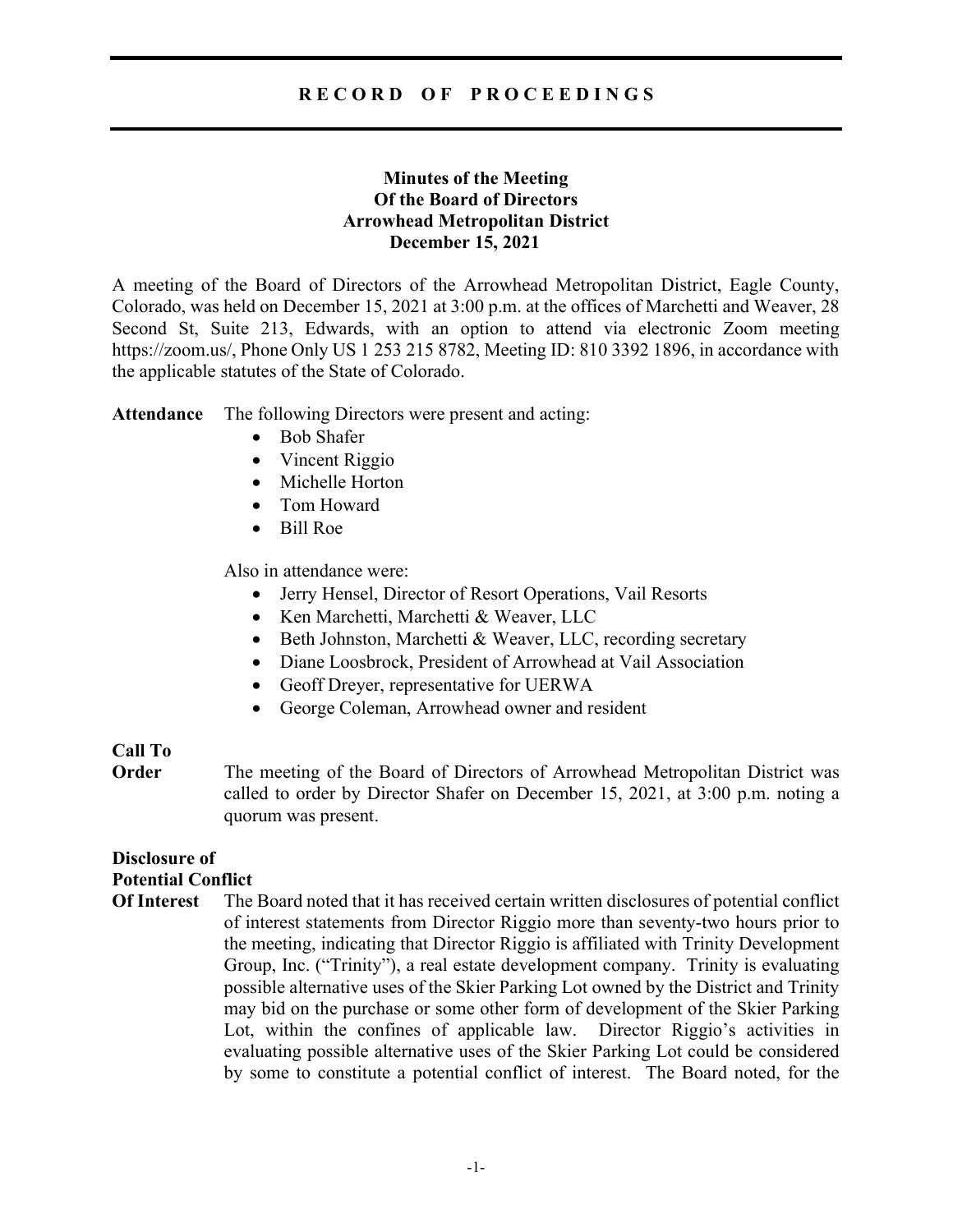# RECORD OF PROCEEDINGS

**Minutes of the Meeting**
**Of the Board of Directors**
**Arrowhead Metropolitan District**
**December 15, 2021**

A meeting of the Board of Directors of the Arrowhead Metropolitan District, Eagle County, Colorado, was held on December 15, 2021 at 3:00 p.m. at the offices of Marchetti and Weaver, 28 Second St, Suite 213, Edwards, with an option to attend via electronic Zoom meeting https://zoom.us/, Phone Only US 1 253 215 8782, Meeting ID: 810 3392 1896, in accordance with the applicable statutes of the State of Colorado.

**Attendance** The following Directors were present and acting:

- Bob Shafer
- Vincent Riggio
- Michelle Horton
- Tom Howard
- Bill Roe

Also in attendance were:

- Jerry Hensel, Director of Resort Operations, Vail Resorts
- Ken Marchetti, Marchetti & Weaver, LLC
- Beth Johnston, Marchetti & Weaver, LLC, recording secretary
- Diane Loosbrock, President of Arrowhead at Vail Association
- Geoff Dreyer, representative for UERWA
- George Coleman, Arrowhead owner and resident

**Call To Order** The meeting of the Board of Directors of Arrowhead Metropolitan District was called to order by Director Shafer on December 15, 2021, at 3:00 p.m. noting a quorum was present.

**Disclosure of Potential Conflict Of Interest** The Board noted that it has received certain written disclosures of potential conflict of interest statements from Director Riggio more than seventy-two hours prior to the meeting, indicating that Director Riggio is affiliated with Trinity Development Group, Inc. ("Trinity"), a real estate development company. Trinity is evaluating possible alternative uses of the Skier Parking Lot owned by the District and Trinity may bid on the purchase or some other form of development of the Skier Parking Lot, within the confines of applicable law. Director Riggio's activities in evaluating possible alternative uses of the Skier Parking Lot could be considered by some to constitute a potential conflict of interest. The Board noted, for the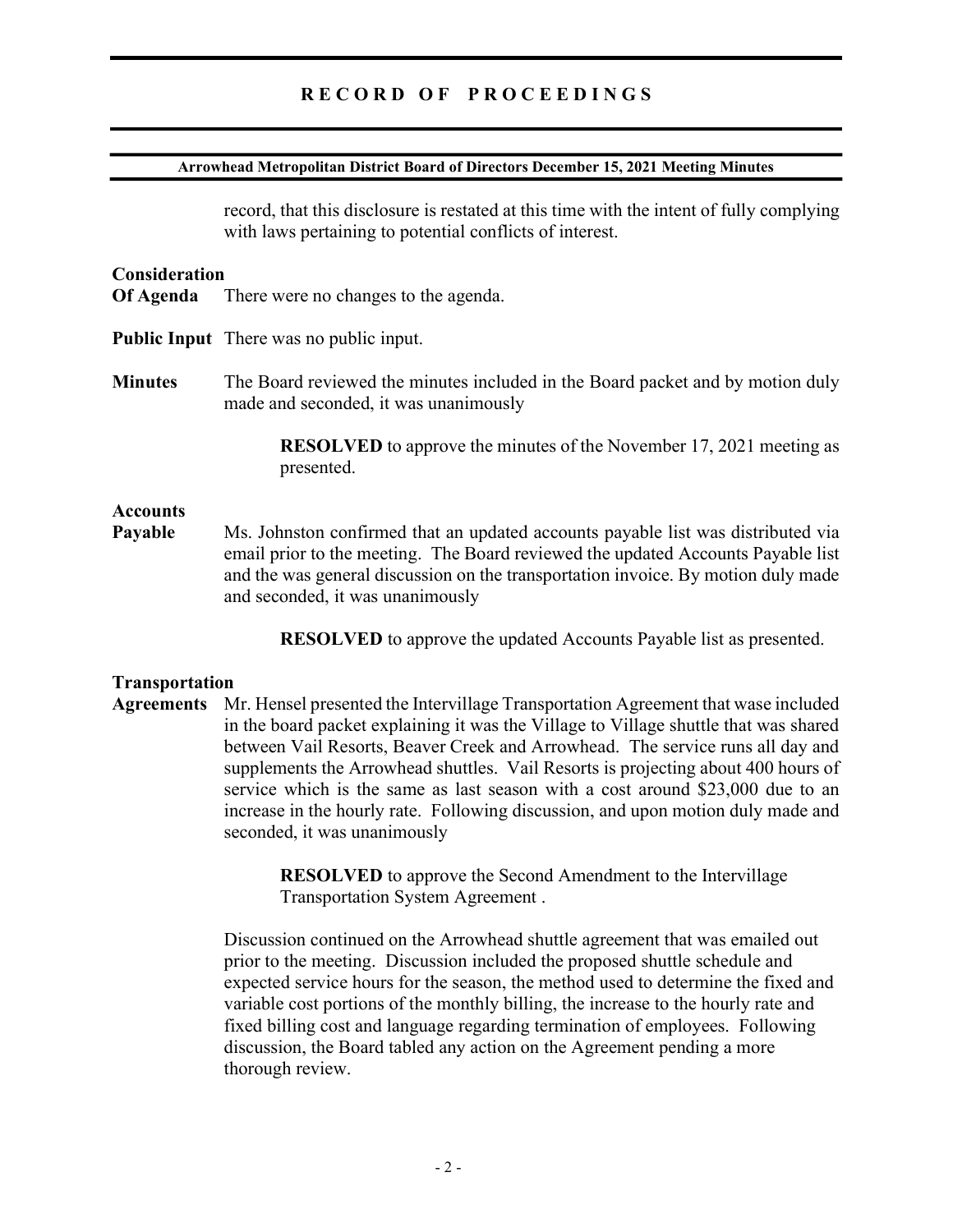record, that this disclosure is restated at this time with the intent of fully complying with laws pertaining to potential conflicts of interest.

**Consideration Of Agenda** There were no changes to the agenda.

**Public Input** There was no public input.

**Minutes** The Board reviewed the minutes included in the Board packet and by motion duly made and seconded, it was unanimously

> **RESOLVED** to approve the minutes of the November 17, 2021 meeting as presented.

**Accounts Payable** Ms. Johnston confirmed that an updated accounts payable list was distributed via email prior to the meeting. The Board reviewed the updated Accounts Payable list and the was general discussion on the transportation invoice. By motion duly made and seconded, it was unanimously

> **RESOLVED** to approve the updated Accounts Payable list as presented.

**Transportation Agreements** Mr. Hensel presented the Intervillage Transportation Agreement that wase included in the board packet explaining it was the Village to Village shuttle that was shared between Vail Resorts, Beaver Creek and Arrowhead. The service runs all day and supplements the Arrowhead shuttles. Vail Resorts is projecting about 400 hours of service which is the same as last season with a cost around $23,000 due to an increase in the hourly rate. Following discussion, and upon motion duly made and seconded, it was unanimously

> **RESOLVED** to approve the Second Amendment to the Intervillage Transportation System Agreement .

Discussion continued on the Arrowhead shuttle agreement that was emailed out prior to the meeting. Discussion included the proposed shuttle schedule and expected service hours for the season, the method used to determine the fixed and variable cost portions of the monthly billing, the increase to the hourly rate and fixed billing cost and language regarding termination of employees. Following discussion, the Board tabled any action on the Agreement pending a more thorough review.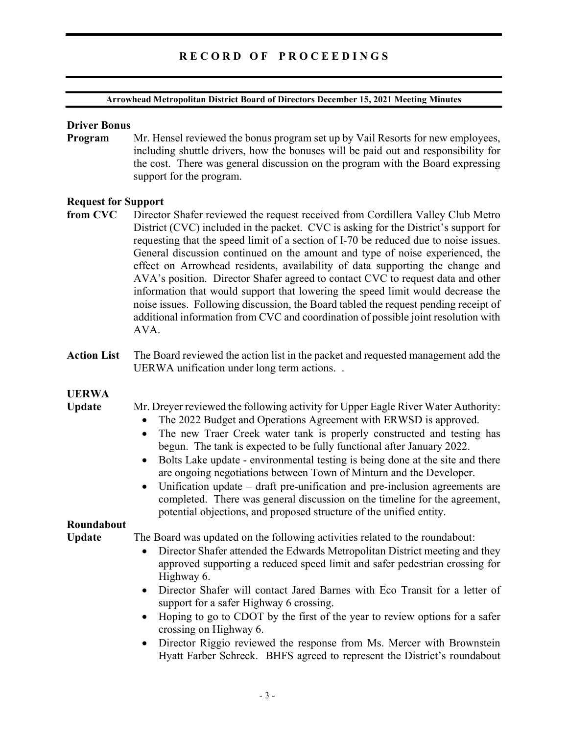**Driver Bonus Program**

Mr. Hensel reviewed the bonus program set up by Vail Resorts for new employees, including shuttle drivers, how the bonuses will be paid out and responsibility for the cost. There was general discussion on the program with the Board expressing support for the program.

**Request for Support from CVC**

Director Shafer reviewed the request received from Cordillera Valley Club Metro District (CVC) included in the packet. CVC is asking for the District's support for requesting that the speed limit of a section of I-70 be reduced due to noise issues. General discussion continued on the amount and type of noise experienced, the effect on Arrowhead residents, availability of data supporting the change and AVA's position. Director Shafer agreed to contact CVC to request data and other information that would support that lowering the speed limit would decrease the noise issues. Following discussion, the Board tabled the request pending receipt of additional information from CVC and coordination of possible joint resolution with AVA.

**Action List**

The Board reviewed the action list in the packet and requested management add the UERWA unification under long term actions. .

**UERWA Update**

Mr. Dreyer reviewed the following activity for Upper Eagle River Water Authority:

- The 2022 Budget and Operations Agreement with ERWSD is approved.
- The new Traer Creek water tank is properly constructed and testing has begun. The tank is expected to be fully functional after January 2022.
- Bolts Lake update - environmental testing is being done at the site and there are ongoing negotiations between Town of Minturn and the Developer.
- Unification update – draft pre-unification and pre-inclusion agreements are completed. There was general discussion on the timeline for the agreement, potential objections, and proposed structure of the unified entity.

**Roundabout Update**

The Board was updated on the following activities related to the roundabout:

- Director Shafer attended the Edwards Metropolitan District meeting and they approved supporting a reduced speed limit and safer pedestrian crossing for Highway 6.
- Director Shafer will contact Jared Barnes with Eco Transit for a letter of support for a safer Highway 6 crossing.
- Hoping to go to CDOT by the first of the year to review options for a safer crossing on Highway 6.
- Director Riggio reviewed the response from Ms. Mercer with Brownstein Hyatt Farber Schreck. BHFS agreed to represent the District's roundabout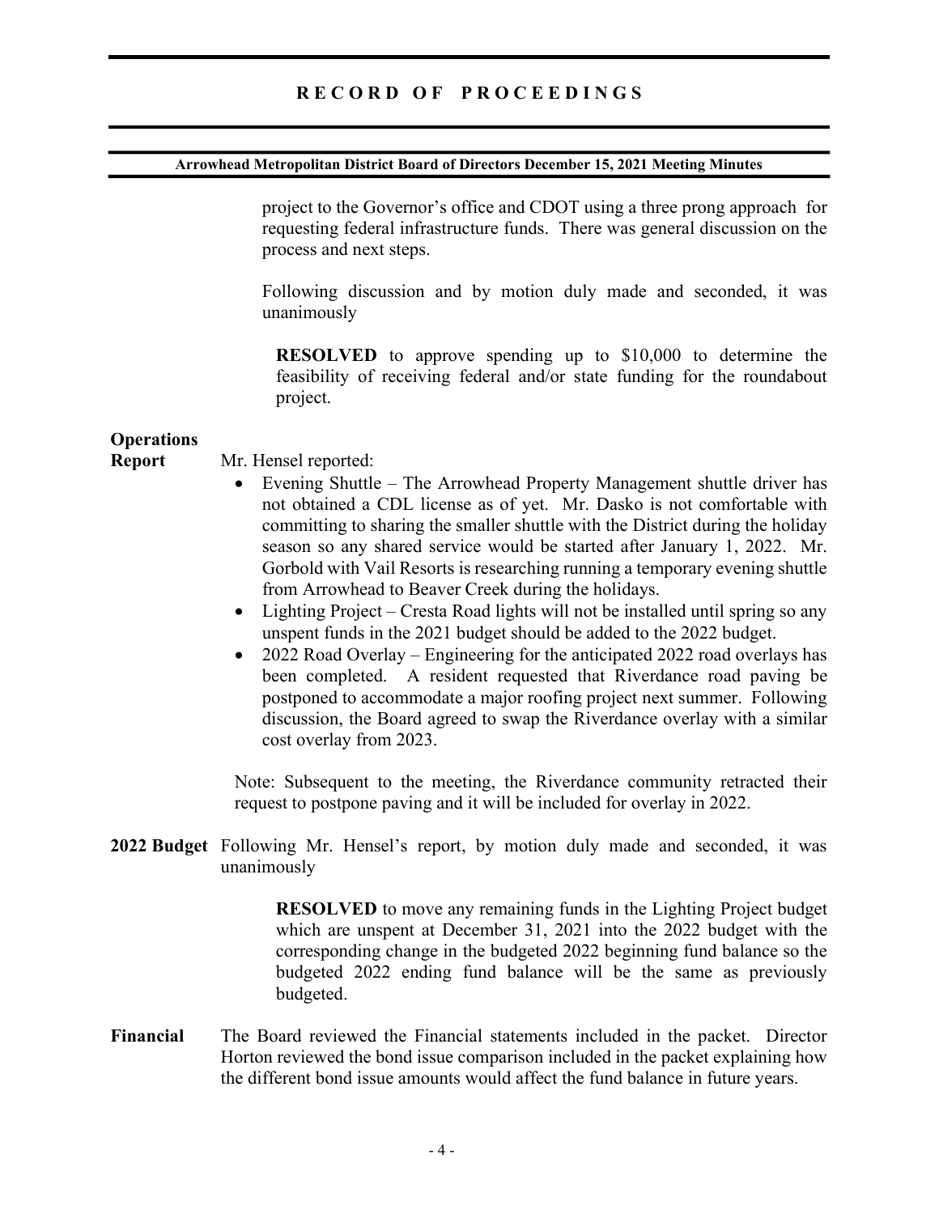project to the Governor's office and CDOT using a three prong approach for requesting federal infrastructure funds. There was general discussion on the process and next steps.

Following discussion and by motion duly made and seconded, it was unanimously

> **RESOLVED** to approve spending up to $10,000 to determine the feasibility of receiving federal and/or state funding for the roundabout project.

**Operations Report**

Mr. Hensel reported:

- Evening Shuttle – The Arrowhead Property Management shuttle driver has not obtained a CDL license as of yet. Mr. Dasko is not comfortable with committing to sharing the smaller shuttle with the District during the holiday season so any shared service would be started after January 1, 2022. Mr. Gorbold with Vail Resorts is researching running a temporary evening shuttle from Arrowhead to Beaver Creek during the holidays.
- Lighting Project – Cresta Road lights will not be installed until spring so any unspent funds in the 2021 budget should be added to the 2022 budget.
- 2022 Road Overlay – Engineering for the anticipated 2022 road overlays has been completed. A resident requested that Riverdance road paving be postponed to accommodate a major roofing project next summer. Following discussion, the Board agreed to swap the Riverdance overlay with a similar cost overlay from 2023.

Note: Subsequent to the meeting, the Riverdance community retracted their request to postpone paving and it will be included for overlay in 2022.

**2022 Budget**

Following Mr. Hensel's report, by motion duly made and seconded, it was unanimously

> **RESOLVED** to move any remaining funds in the Lighting Project budget which are unspent at December 31, 2021 into the 2022 budget with the corresponding change in the budgeted 2022 beginning fund balance so the budgeted 2022 ending fund balance will be the same as previously budgeted.

**Financial**

The Board reviewed the Financial statements included in the packet. Director Horton reviewed the bond issue comparison included in the packet explaining how the different bond issue amounts would affect the fund balance in future years.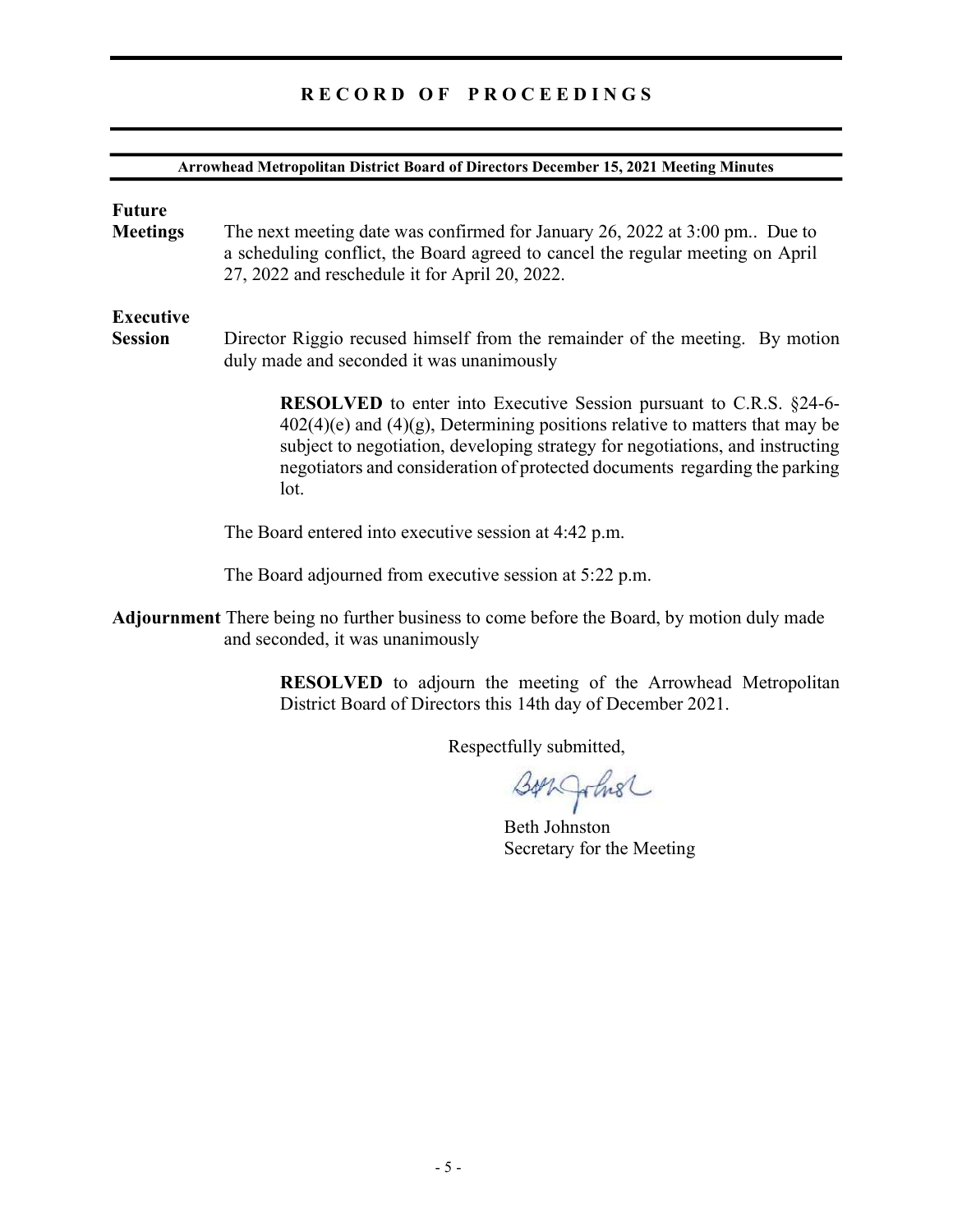# RECORD OF PROCEEDINGS

**Arrowhead Metropolitan District Board of Directors December 15, 2021 Meeting Minutes**

**Future Meetings** The next meeting date was confirmed for January 26, 2022 at 3:00 pm.. Due to a scheduling conflict, the Board agreed to cancel the regular meeting on April 27, 2022 and reschedule it for April 20, 2022.

**Executive Session** Director Riggio recused himself from the remainder of the meeting. By motion duly made and seconded it was unanimously

> **RESOLVED** to enter into Executive Session pursuant to C.R.S. §24-6-402(4)(e) and (4)(g), Determining positions relative to matters that may be subject to negotiation, developing strategy for negotiations, and instructing negotiators and consideration of protected documents regarding the parking lot.

The Board entered into executive session at 4:42 p.m.

The Board adjourned from executive session at 5:22 p.m.

**Adjournment** There being no further business to come before the Board, by motion duly made and seconded, it was unanimously

> **RESOLVED** to adjourn the meeting of the Arrowhead Metropolitan District Board of Directors this 14th day of December 2021.

Respectfully submitted,

Beth Johnston
Secretary for the Meeting